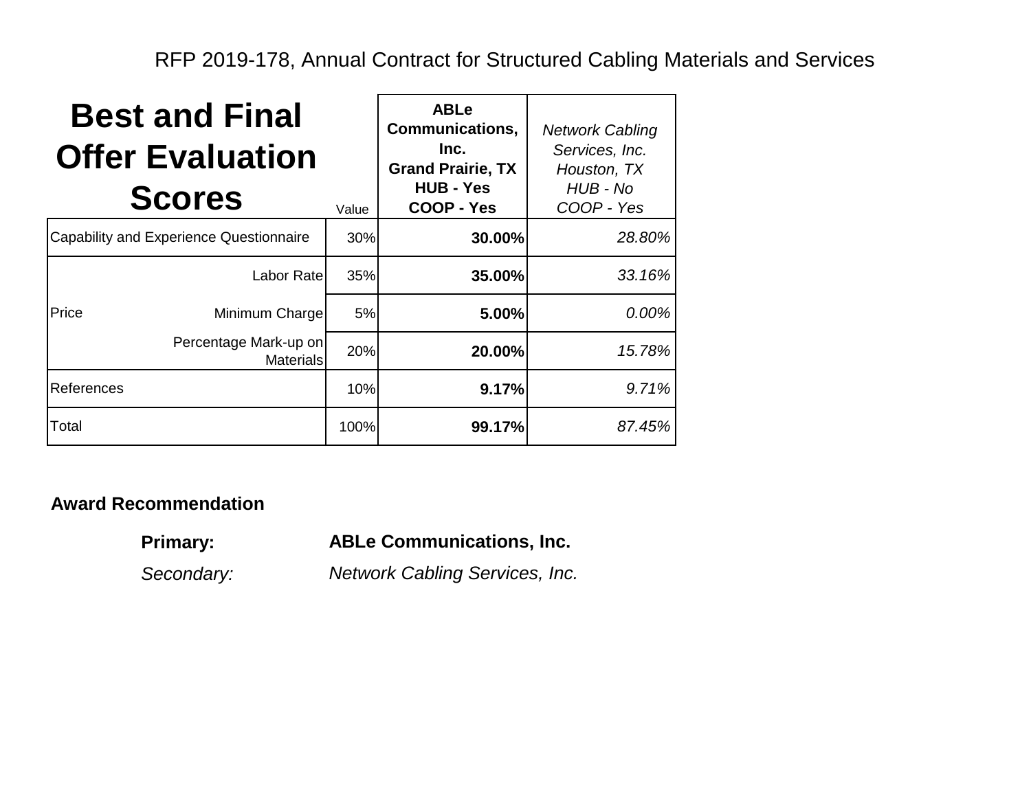RFP 2019-178, Annual Contract for Structured Cabling Materials and Services

# Best and Final Offer Evaluation Scores

| | | Value | **ABLe Communications, Inc.<br>Grand Prairie, TX<br>HUB - Yes<br>COOP - Yes** | *Network Cabling Services, Inc.<br>Houston, TX<br>HUB - No<br>COOP - Yes* |
|---|---|---|---|---|
| Capability and Experience Questionnaire | | 30% | **30.00%** | *28.80%* |
| Price | Labor Rate | 35% | **35.00%** | *33.16%* |
| | Minimum Charge | 5% | **5.00%** | *0.00%* |
| | Percentage Mark-up on Materials | 20% | **20.00%** | *15.78%* |
| References | | 10% | **9.17%** | *9.71%* |
| Total | | 100% | **99.17%** | *87.45%* |

**Award Recommendation**

**Primary:** **ABLe Communications, Inc.**

*Secondary:* *Network Cabling Services, Inc.*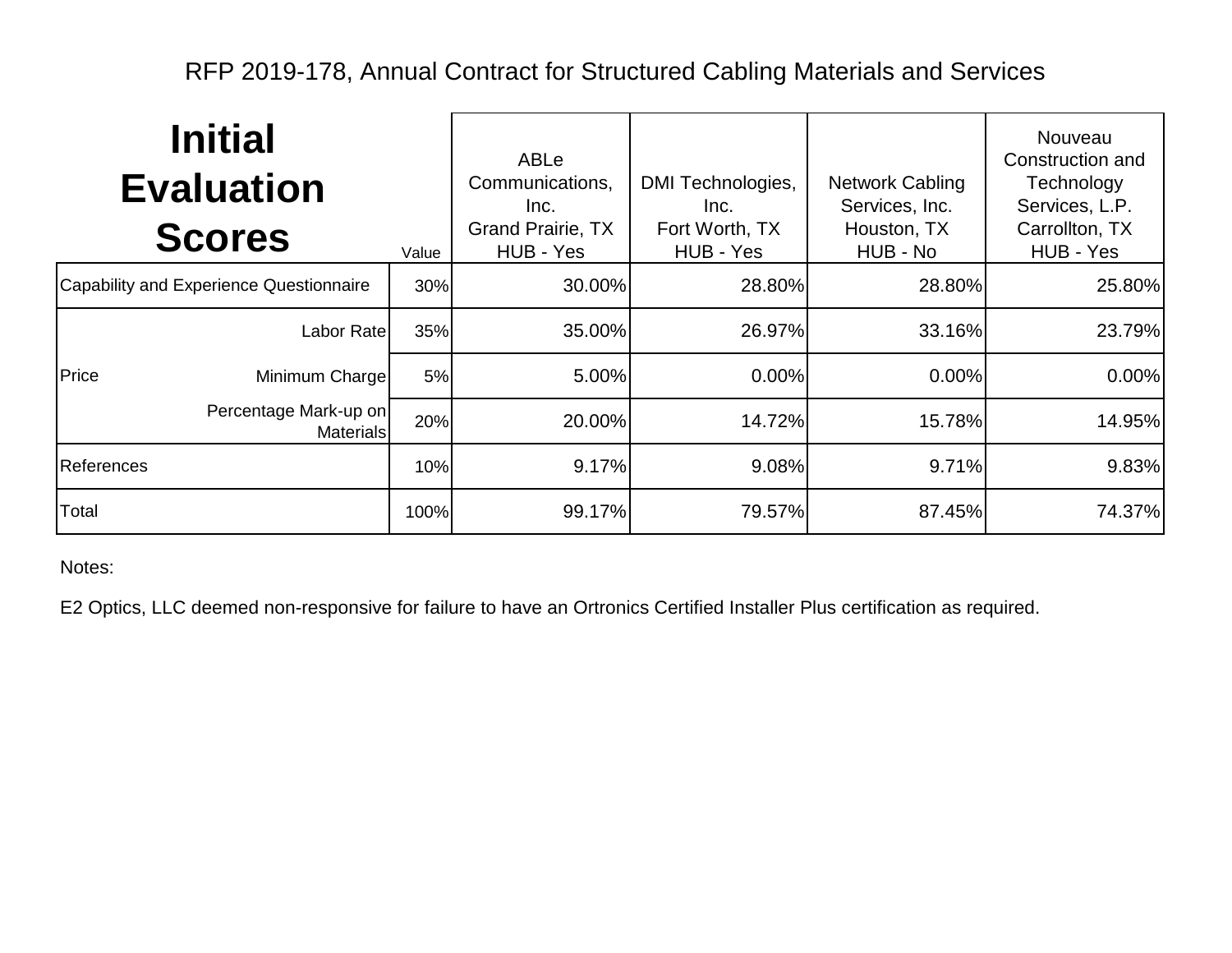RFP 2019-178, Annual Contract for Structured Cabling Materials and Services

| Initial Evaluation Scores | | Value | ABLe Communications, Inc. Grand Prairie, TX HUB - Yes | DMI Technologies, Inc. Fort Worth, TX HUB - Yes | Network Cabling Services, Inc. Houston, TX HUB - No | Nouveau Construction and Technology Services, L.P. Carrollton, TX HUB - Yes |
|---|---|---|---|---|---|---|
| Capability and Experience Questionnaire | | 30% | 30.00% | 28.80% | 28.80% | 25.80% |
| Price | Labor Rate | 35% | 35.00% | 26.97% | 33.16% | 23.79% |
| | Minimum Charge | 5% | 5.00% | 0.00% | 0.00% | 0.00% |
| | Percentage Mark-up on Materials | 20% | 20.00% | 14.72% | 15.78% | 14.95% |
| References | | 10% | 9.17% | 9.08% | 9.71% | 9.83% |
| Total | | 100% | 99.17% | 79.57% | 87.45% | 74.37% |

Notes:

E2 Optics, LLC deemed non-responsive for failure to have an Ortronics Certified Installer Plus certification as required.